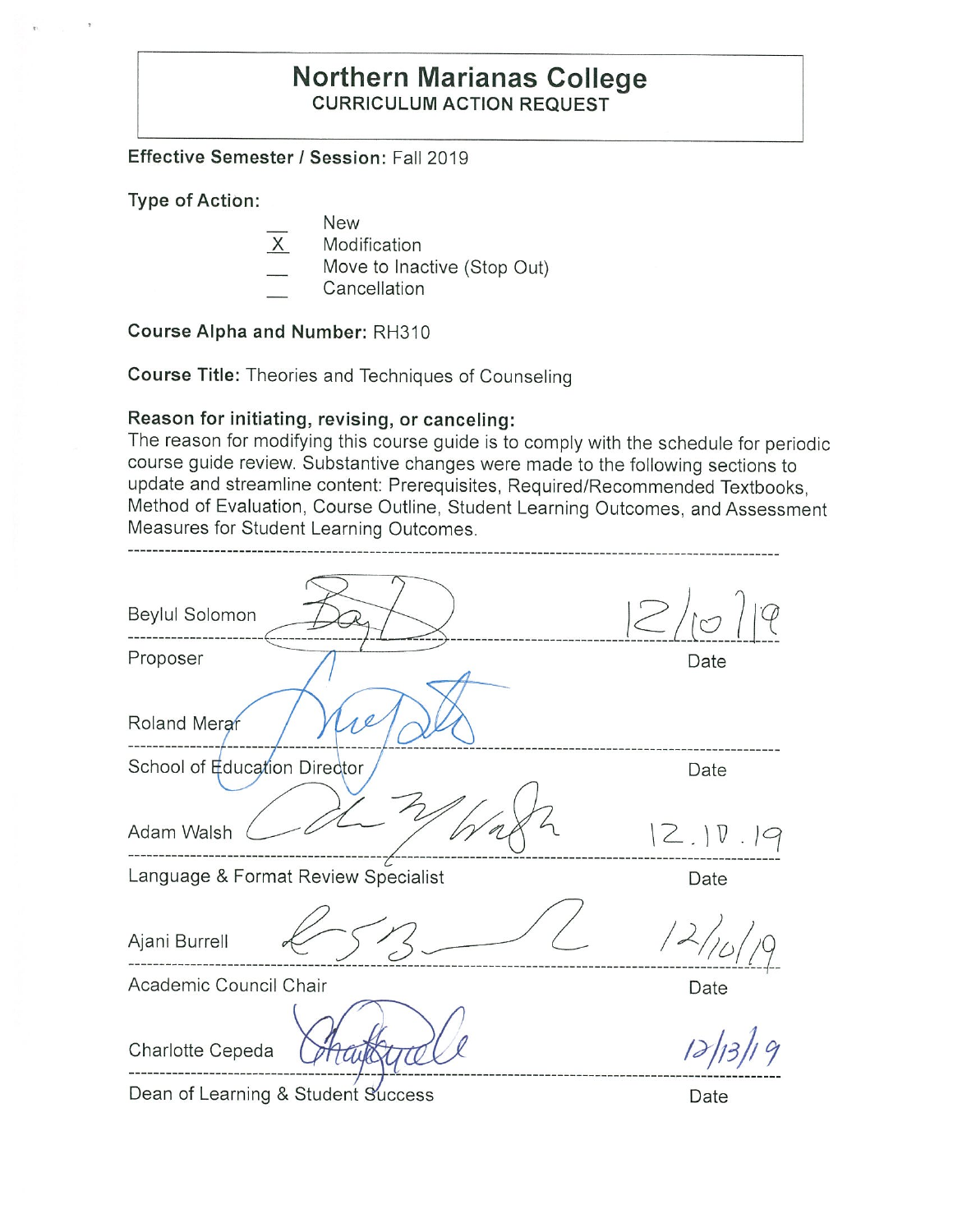# Northern Marianas College

## CURRICULUM ACTION REQUEST

**Effective Semester / Session:** Fall 2019

**Type of Action:**

\_\_ New
X Modification
\_\_ Move to Inactive (Stop Out)
\_\_ Cancellation

**Course Alpha and Number:** RH310

**Course Title:** Theories and Techniques of Counseling

**Reason for initiating, revising, or canceling:**
The reason for modifying this course guide is to comply with the schedule for periodic course guide review. Substantive changes were made to the following sections to update and streamline content: Prerequisites, Required/Recommended Textbooks, Method of Evaluation, Course Outline, Student Learning Outcomes, and Assessment Measures for Student Learning Outcomes.

---

Beylul Solomon — 12/10/19
Proposer — Date

Roland Merar
School of Education Director — Date

Adam Walsh — 12.10.19
Language & Format Review Specialist — Date

Ajani Burrell — 12/10/19
Academic Council Chair — Date

Charlotte Cepeda — 12/13/19
Dean of Learning & Student Success — Date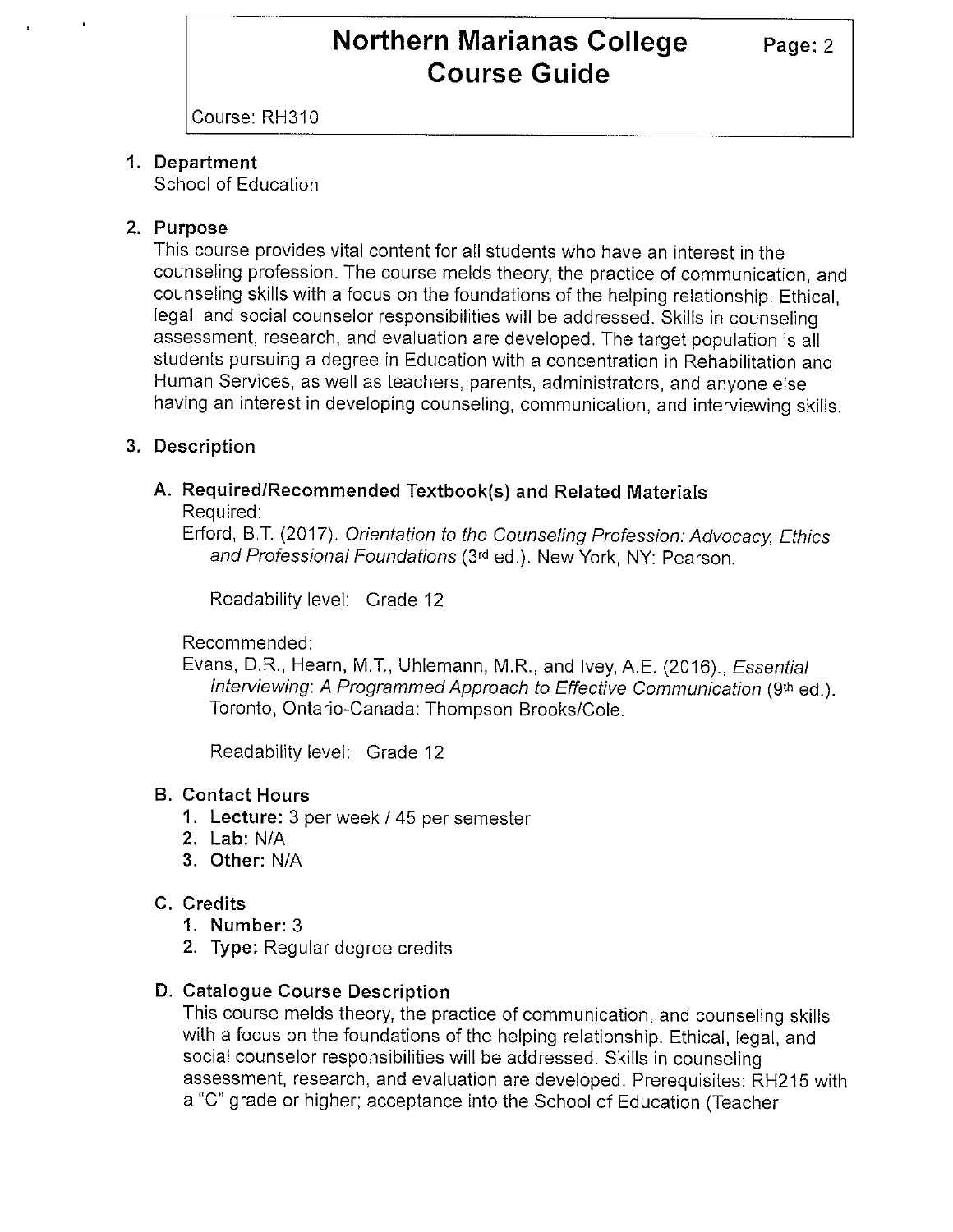Course: RH310

1. **Department**

   School of Education

2. **Purpose**

   This course provides vital content for all students who have an interest in the counseling profession. The course melds theory, the practice of communication, and counseling skills with a focus on the foundations of the helping relationship. Ethical, legal, and social counselor responsibilities will be addressed. Skills in counseling assessment, research, and evaluation are developed. The target population is all students pursuing a degree in Education with a concentration in Rehabilitation and Human Services, as well as teachers, parents, administrators, and anyone else having an interest in developing counseling, communication, and interviewing skills.

3. **Description**

   **A. Required/Recommended Textbook(s) and Related Materials**

   Required:

   Erford, B.T. (2017). *Orientation to the Counseling Profession: Advocacy, Ethics and Professional Foundations* (3rd ed.). New York, NY: Pearson.

   Readability level: Grade 12

   Recommended:

   Evans, D.R., Hearn, M.T., Uhlemann, M.R., and Ivey, A.E. (2016)., *Essential Interviewing: A Programmed Approach to Effective Communication* (9th ed.). Toronto, Ontario-Canada: Thompson Brooks/Cole.

   Readability level: Grade 12

   **B. Contact Hours**

   1. **Lecture:** 3 per week / 45 per semester
   2. **Lab:** N/A
   3. **Other:** N/A

   **C. Credits**

   1. **Number:** 3
   2. **Type:** Regular degree credits

   **D. Catalogue Course Description**

   This course melds theory, the practice of communication, and counseling skills with a focus on the foundations of the helping relationship. Ethical, legal, and social counselor responsibilities will be addressed. Skills in counseling assessment, research, and evaluation are developed. Prerequisites: RH215 with a "C" grade or higher; acceptance into the School of Education (Teacher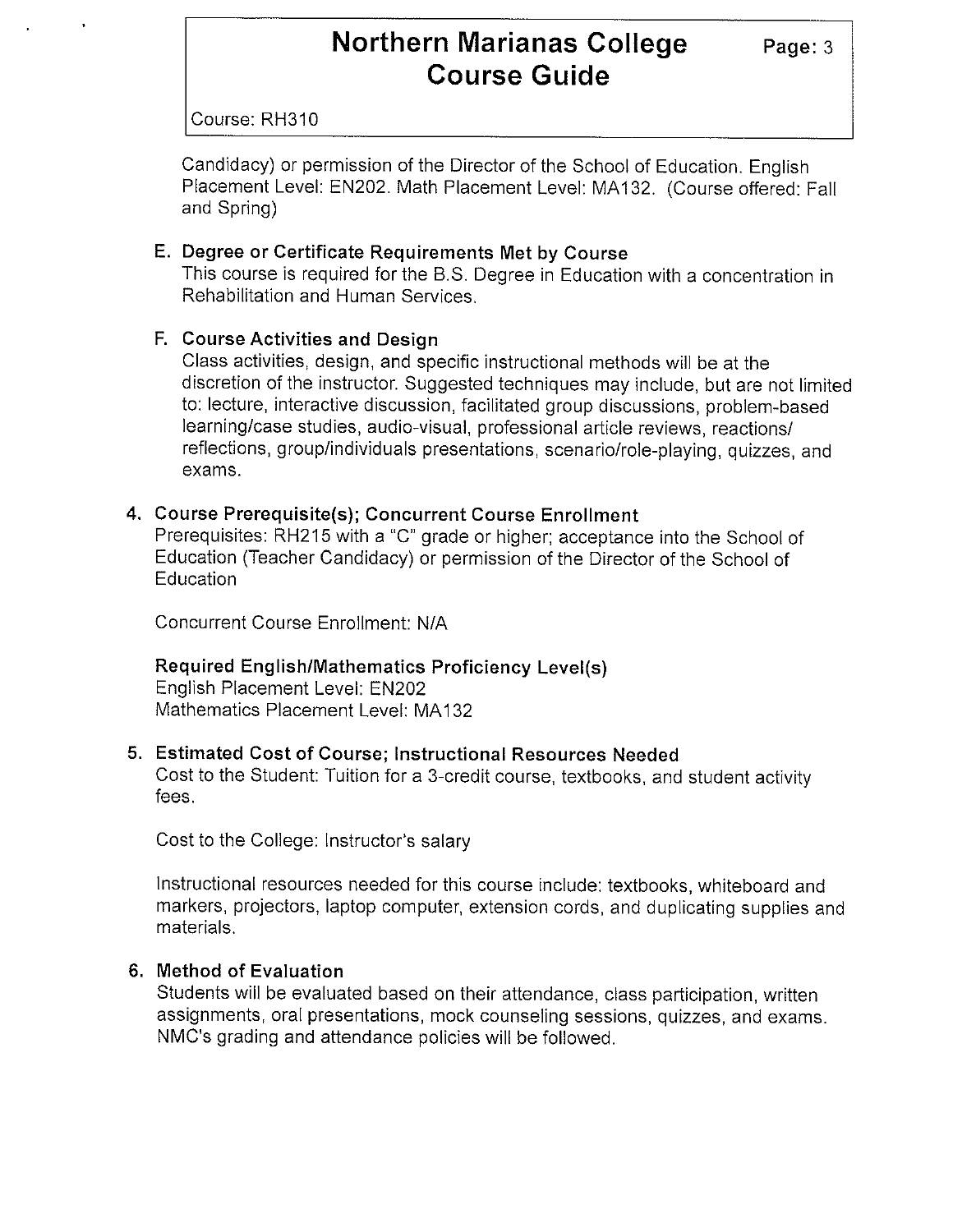Candidacy) or permission of the Director of the School of Education. English Placement Level: EN202. Math Placement Level: MA132. (Course offered: Fall and Spring)

**E. Degree or Certificate Requirements Met by Course**

This course is required for the B.S. Degree in Education with a concentration in Rehabilitation and Human Services.

**F. Course Activities and Design**

Class activities, design, and specific instructional methods will be at the discretion of the instructor. Suggested techniques may include, but are not limited to: lecture, interactive discussion, facilitated group discussions, problem-based learning/case studies, audio-visual, professional article reviews, reactions/ reflections, group/individuals presentations, scenario/role-playing, quizzes, and exams.

## 4. Course Prerequisite(s); Concurrent Course Enrollment

Prerequisites: RH215 with a "C" grade or higher; acceptance into the School of Education (Teacher Candidacy) or permission of the Director of the School of Education

Concurrent Course Enrollment: N/A

**Required English/Mathematics Proficiency Level(s)**

English Placement Level: EN202
Mathematics Placement Level: MA132

## 5. Estimated Cost of Course; Instructional Resources Needed

Cost to the Student: Tuition for a 3-credit course, textbooks, and student activity fees.

Cost to the College: Instructor's salary

Instructional resources needed for this course include: textbooks, whiteboard and markers, projectors, laptop computer, extension cords, and duplicating supplies and materials.

## 6. Method of Evaluation

Students will be evaluated based on their attendance, class participation, written assignments, oral presentations, mock counseling sessions, quizzes, and exams. NMC's grading and attendance policies will be followed.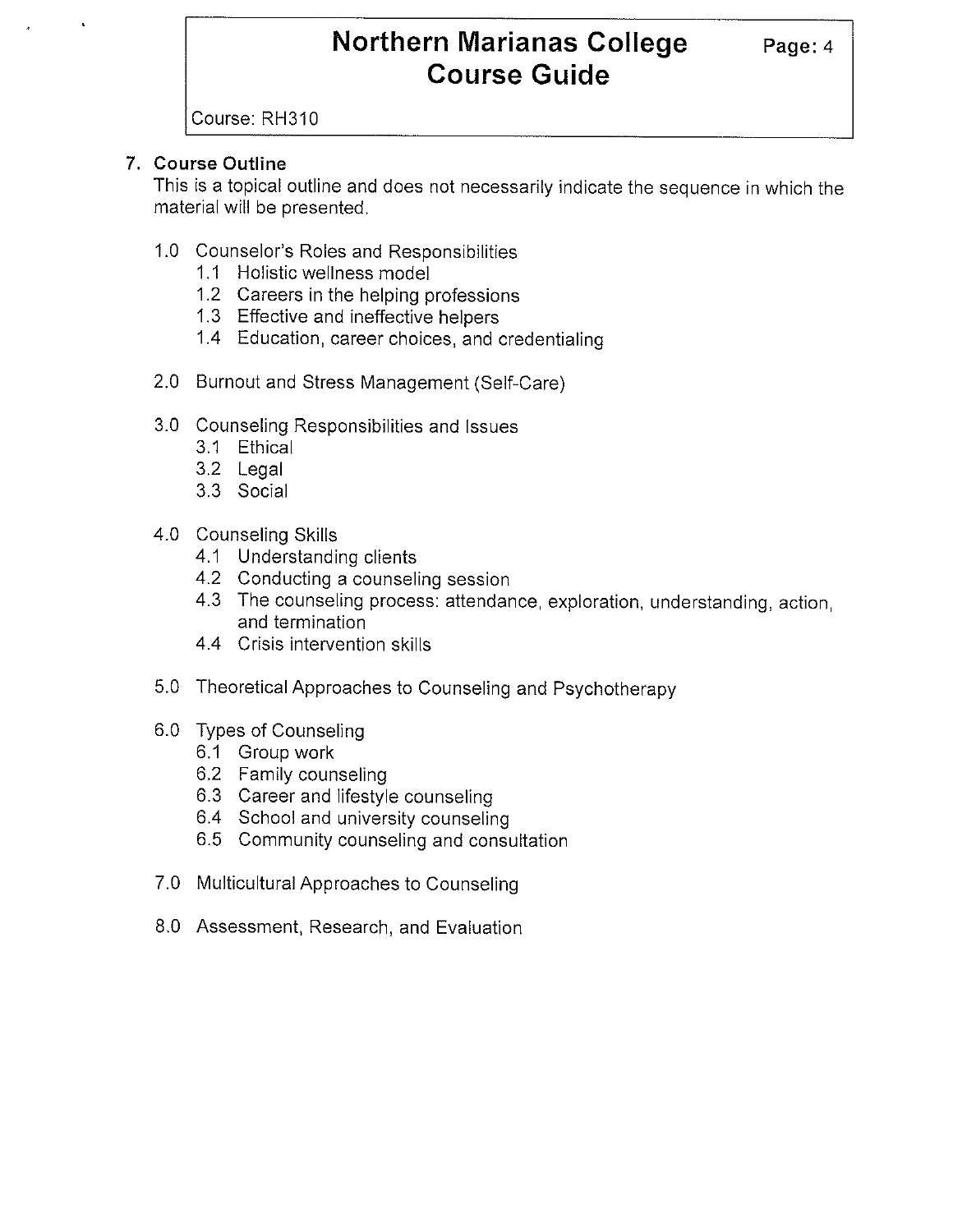## 7. Course Outline

This is a topical outline and does not necessarily indicate the sequence in which the material will be presented.

- 1.0 Counselor's Roles and Responsibilities
  - 1.1 Holistic wellness model
  - 1.2 Careers in the helping professions
  - 1.3 Effective and ineffective helpers
  - 1.4 Education, career choices, and credentialing
- 2.0 Burnout and Stress Management (Self-Care)
- 3.0 Counseling Responsibilities and Issues
  - 3.1 Ethical
  - 3.2 Legal
  - 3.3 Social
- 4.0 Counseling Skills
  - 4.1 Understanding clients
  - 4.2 Conducting a counseling session
  - 4.3 The counseling process: attendance, exploration, understanding, action, and termination
  - 4.4 Crisis intervention skills
- 5.0 Theoretical Approaches to Counseling and Psychotherapy
- 6.0 Types of Counseling
  - 6.1 Group work
  - 6.2 Family counseling
  - 6.3 Career and lifestyle counseling
  - 6.4 School and university counseling
  - 6.5 Community counseling and consultation
- 7.0 Multicultural Approaches to Counseling
- 8.0 Assessment, Research, and Evaluation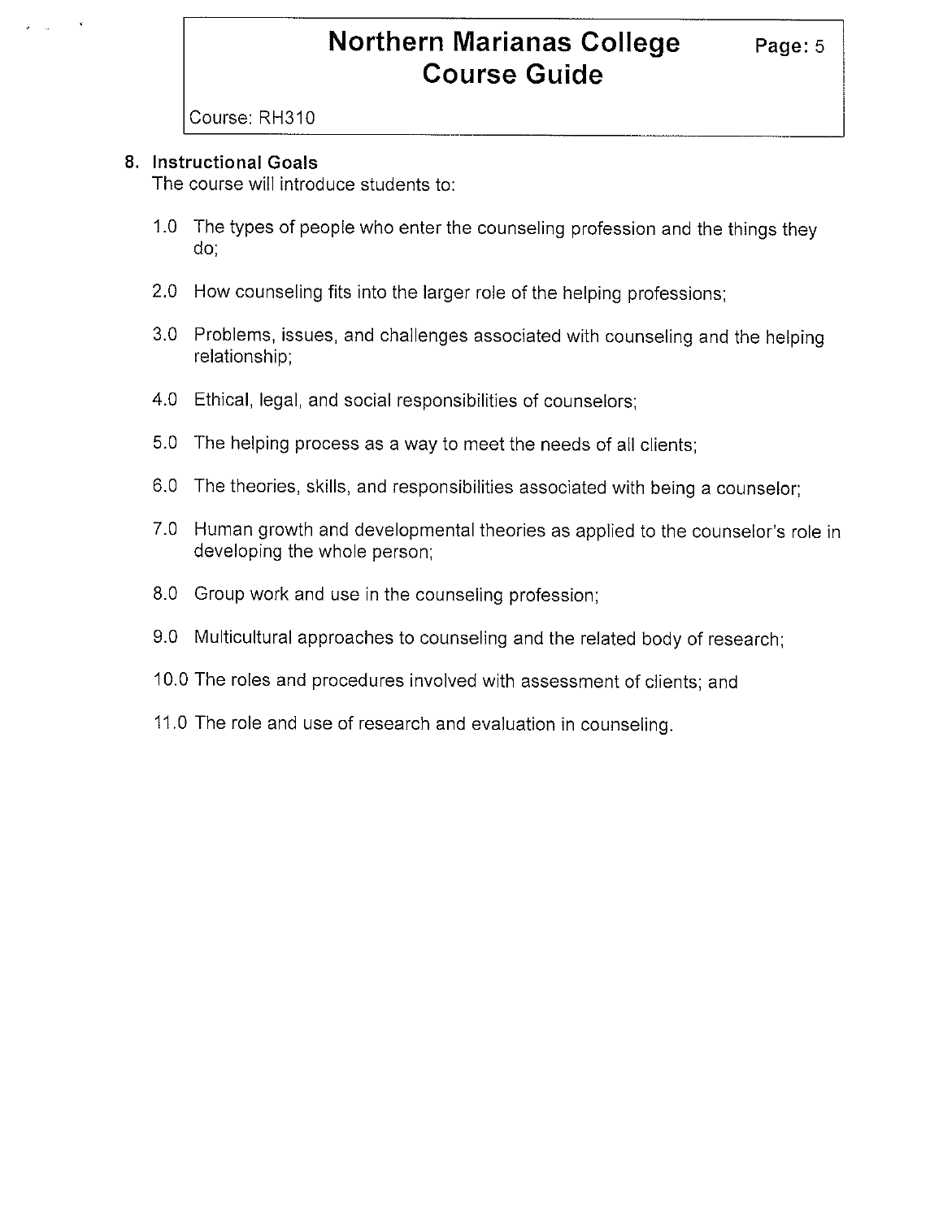Course: RH310

## 8. Instructional Goals

The course will introduce students to:

1.0 The types of people who enter the counseling profession and the things they do;

2.0 How counseling fits into the larger role of the helping professions;

3.0 Problems, issues, and challenges associated with counseling and the helping relationship;

4.0 Ethical, legal, and social responsibilities of counselors;

5.0 The helping process as a way to meet the needs of all clients;

6.0 The theories, skills, and responsibilities associated with being a counselor;

7.0 Human growth and developmental theories as applied to the counselor's role in developing the whole person;

8.0 Group work and use in the counseling profession;

9.0 Multicultural approaches to counseling and the related body of research;

10.0 The roles and procedures involved with assessment of clients; and

11.0 The role and use of research and evaluation in counseling.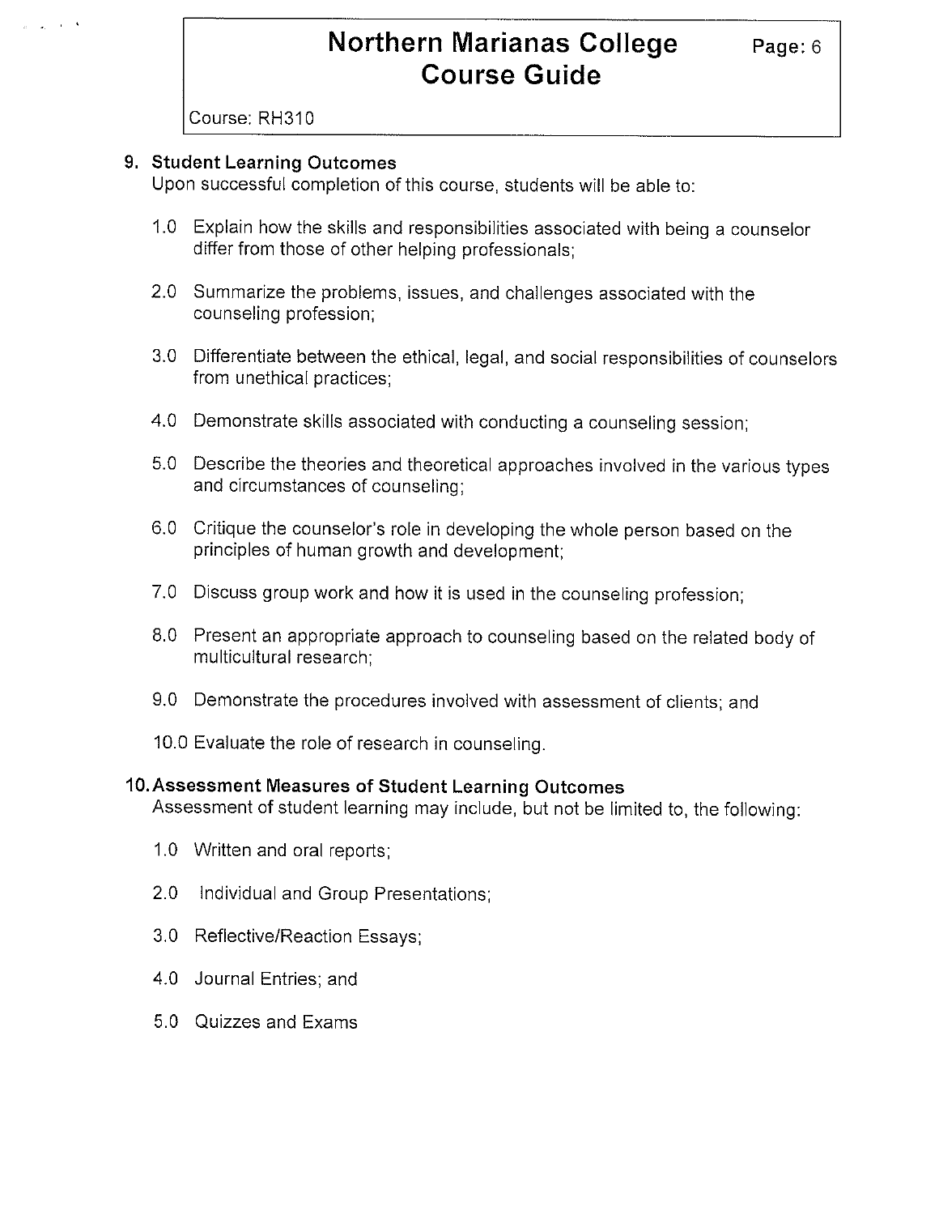## 9. Student Learning Outcomes

Upon successful completion of this course, students will be able to:

1.0 Explain how the skills and responsibilities associated with being a counselor differ from those of other helping professionals;

2.0 Summarize the problems, issues, and challenges associated with the counseling profession;

3.0 Differentiate between the ethical, legal, and social responsibilities of counselors from unethical practices;

4.0 Demonstrate skills associated with conducting a counseling session;

5.0 Describe the theories and theoretical approaches involved in the various types and circumstances of counseling;

6.0 Critique the counselor's role in developing the whole person based on the principles of human growth and development;

7.0 Discuss group work and how it is used in the counseling profession;

8.0 Present an appropriate approach to counseling based on the related body of multicultural research;

9.0 Demonstrate the procedures involved with assessment of clients; and

10.0 Evaluate the role of research in counseling.

## 10. Assessment Measures of Student Learning Outcomes

Assessment of student learning may include, but not be limited to, the following:

1.0 Written and oral reports;

2.0 Individual and Group Presentations;

3.0 Reflective/Reaction Essays;

4.0 Journal Entries; and

5.0 Quizzes and Exams